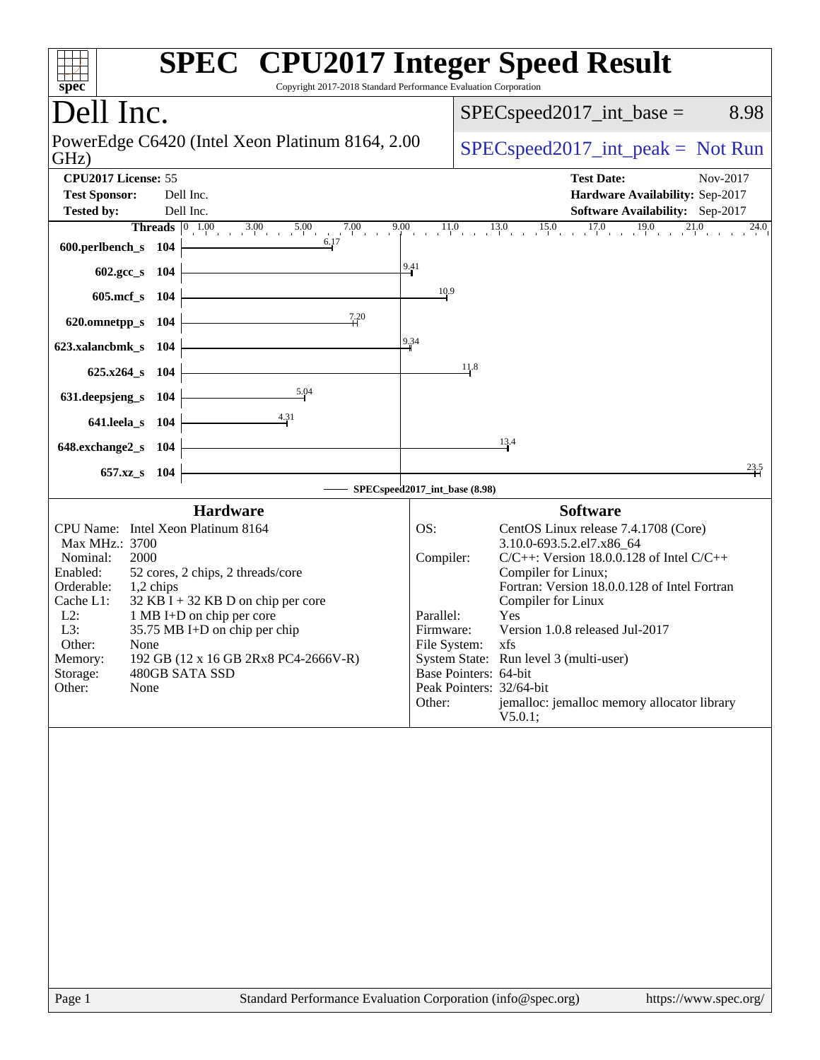# SPEC CPU2017 Integer Speed Result

Copyright 2017-2018 Standard Performance Evaluation Corporation

## Dell Inc.

PowerEdge C6420 (Intel Xeon Platinum 8164, 2.00 GHz)

SPECspeed2017_int_base = 8.98

SPECspeed2017_int_peak = Not Run

**CPU2017 License:** 55
**Test Sponsor:** Dell Inc.
**Tested by:** Dell Inc.

**Test Date:** Nov-2017
**Hardware Availability:** Sep-2017
**Software Availability:** Sep-2017

| Benchmark | Threads | Base Result |
|---|---|---|
| 600.perlbench_s | 104 | 6.17 |
| 602.gcc_s | 104 | 9.41 |
| 605.mcf_s | 104 | 10.9 |
| 620.omnetpp_s | 104 | 7.20 |
| 623.xalancbmk_s | 104 | 9.34 |
| 625.x264_s | 104 | 11.8 |
| 631.deepsjeng_s | 104 | 5.04 |
| 641.leela_s | 104 | 4.31 |
| 648.exchange2_s | 104 | 13.4 |
| 657.xz_s | 104 | 23.5 |

SPECspeed2017_int_base (8.98)

### Hardware

- **CPU Name:** Intel Xeon Platinum 8164
- **Max MHz.:** 3700
- **Nominal:** 2000
- **Enabled:** 52 cores, 2 chips, 2 threads/core
- **Orderable:** 1,2 chips
- **Cache L1:** 32 KB I + 32 KB D on chip per core
- **L2:** 1 MB I+D on chip per core
- **L3:** 35.75 MB I+D on chip per chip
- **Other:** None
- **Memory:** 192 GB (12 x 16 GB 2Rx8 PC4-2666V-R)
- **Storage:** 480GB SATA SSD
- **Other:** None

### Software

- **OS:** CentOS Linux release 7.4.1708 (Core) 3.10.0-693.5.2.el7.x86_64
- **Compiler:** C/C++: Version 18.0.0.128 of Intel C/C++ Compiler for Linux; Fortran: Version 18.0.0.128 of Intel Fortran Compiler for Linux
- **Parallel:** Yes
- **Firmware:** Version 1.0.8 released Jul-2017
- **File System:** xfs
- **System State:** Run level 3 (multi-user)
- **Base Pointers:** 64-bit
- **Peak Pointers:** 32/64-bit
- **Other:** jemalloc: jemalloc memory allocator library V5.0.1;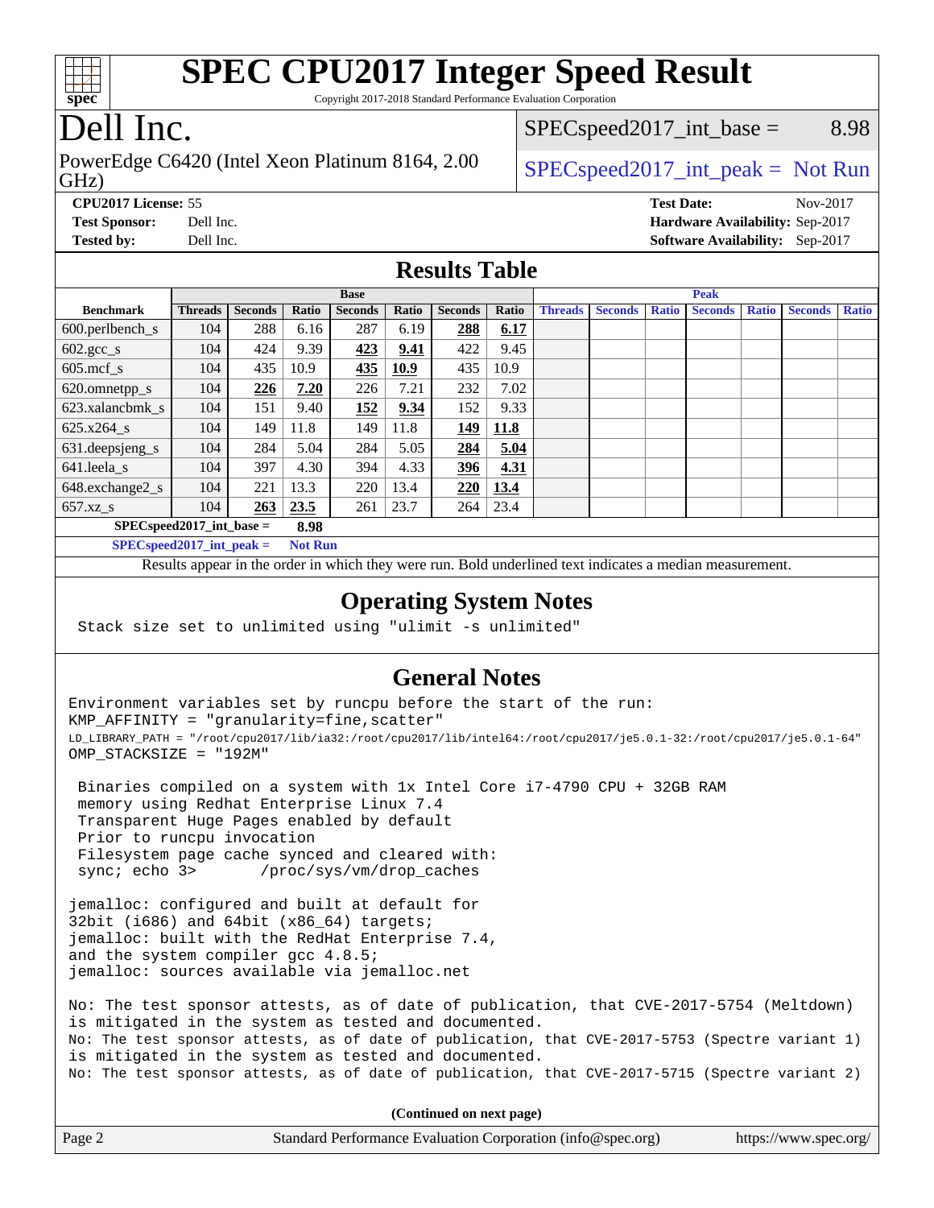# SPEC CPU2017 Integer Speed Result

Copyright 2017-2018 Standard Performance Evaluation Corporation

## Dell Inc.

PowerEdge C6420 (Intel Xeon Platinum 8164, 2.00 GHz)

SPECspeed2017_int_base = 8.98

SPECspeed2017_int_peak = Not Run

**CPU2017 License:** 55
**Test Sponsor:** Dell Inc.
**Tested by:** Dell Inc.

**Test Date:** Nov-2017
**Hardware Availability:** Sep-2017
**Software Availability:** Sep-2017

## Results Table

| Benchmark | Base | | | | | | | Peak | | | | | | |
|---|---|---|---|---|---|---|---|---|---|---|---|---|---|---|
| | Threads | Seconds | Ratio | Seconds | Ratio | Seconds | Ratio | Threads | Seconds | Ratio | Seconds | Ratio | Seconds | Ratio |
| 600.perlbench_s | 104 | 288 | 6.16 | 287 | 6.19 | **288** | **6.17** | | | | | | | |
| 602.gcc_s | 104 | 424 | 9.39 | **423** | **9.41** | 422 | 9.45 | | | | | | | |
| 605.mcf_s | 104 | 435 | 10.9 | **435** | **10.9** | 435 | 10.9 | | | | | | | |
| 620.omnetpp_s | 104 | **226** | **7.20** | 226 | 7.21 | 232 | 7.02 | | | | | | | |
| 623.xalancbmk_s | 104 | 151 | 9.40 | **152** | **9.34** | 152 | 9.33 | | | | | | | |
| 625.x264_s | 104 | 149 | 11.8 | 149 | 11.8 | **149** | **11.8** | | | | | | | |
| 631.deepsjeng_s | 104 | 284 | 5.04 | 284 | 5.05 | **284** | **5.04** | | | | | | | |
| 641.leela_s | 104 | 397 | 4.30 | 394 | 4.33 | **396** | **4.31** | | | | | | | |
| 648.exchange2_s | 104 | 221 | 13.3 | 220 | 13.4 | **220** | **13.4** | | | | | | | |
| 657.xz_s | 104 | **263** | **23.5** | 261 | 23.7 | 264 | 23.4 | | | | | | | |

**SPECspeed2017_int_base = 8.98**

**SPECspeed2017_int_peak = Not Run**

Results appear in the order in which they were run. Bold underlined text indicates a median measurement.

## Operating System Notes

```
Stack size set to unlimited using "ulimit -s unlimited"
```

## General Notes

```
Environment variables set by runcpu before the start of the run:
KMP_AFFINITY = "granularity=fine,scatter"
LD_LIBRARY_PATH = "/root/cpu2017/lib/ia32:/root/cpu2017/lib/intel64:/root/cpu2017/je5.0.1-32:/root/cpu2017/je5.0.1-64"
OMP_STACKSIZE = "192M"

 Binaries compiled on a system with 1x Intel Core i7-4790 CPU + 32GB RAM
 memory using Redhat Enterprise Linux 7.4
 Transparent Huge Pages enabled by default
 Prior to runcpu invocation
 Filesystem page cache synced and cleared with:
 sync; echo 3>       /proc/sys/vm/drop_caches

jemalloc: configured and built at default for
32bit (i686) and 64bit (x86_64) targets;
jemalloc: built with the RedHat Enterprise 7.4,
and the system compiler gcc 4.8.5;
jemalloc: sources available via jemalloc.net

No: The test sponsor attests, as of date of publication, that CVE-2017-5754 (Meltdown)
is mitigated in the system as tested and documented.
No: The test sponsor attests, as of date of publication, that CVE-2017-5753 (Spectre variant 1)
is mitigated in the system as tested and documented.
No: The test sponsor attests, as of date of publication, that CVE-2017-5715 (Spectre variant 2)
```

**(Continued on next page)**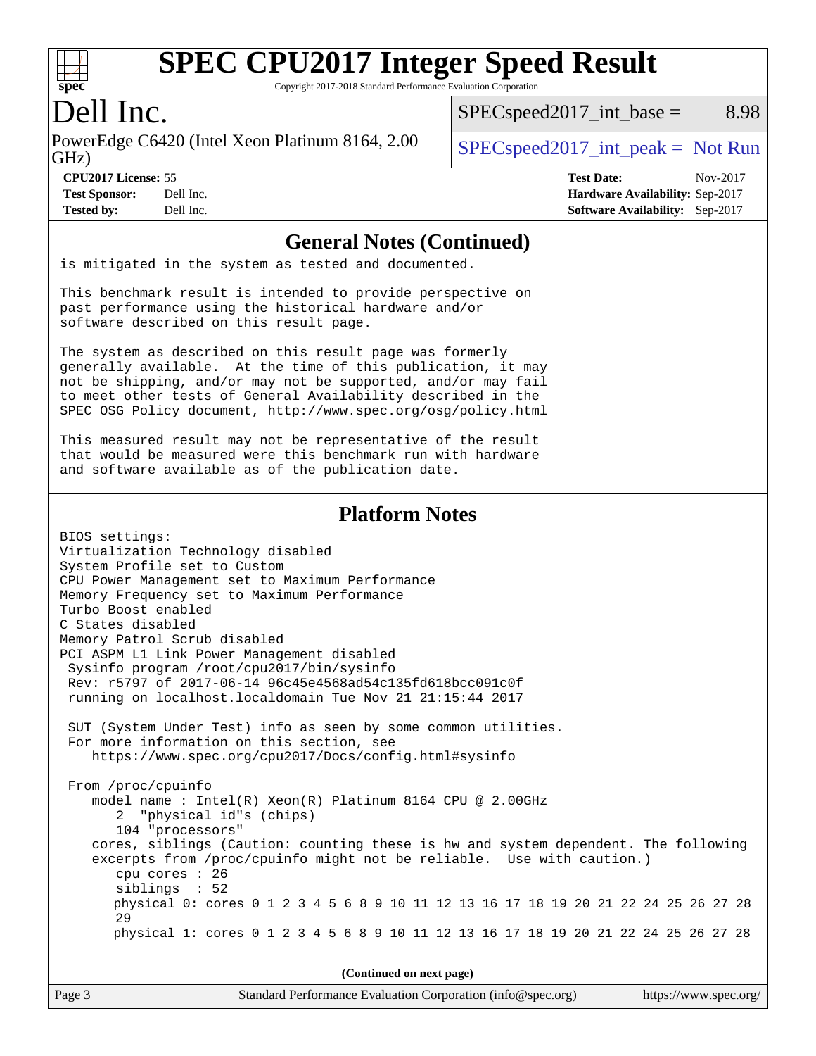# SPEC CPU2017 Integer Speed Result

Copyright 2017-2018 Standard Performance Evaluation Corporation

## Dell Inc.

PowerEdge C6420 (Intel Xeon Platinum 8164, 2.00 GHz)

SPECspeed2017_int_base = 8.98

SPECspeed2017_int_peak = Not Run

**CPU2017 License:** 55
**Test Sponsor:** Dell Inc.
**Tested by:** Dell Inc.

**Test Date:** Nov-2017
**Hardware Availability:** Sep-2017
**Software Availability:** Sep-2017

## General Notes (Continued)

```
is mitigated in the system as tested and documented.

This benchmark result is intended to provide perspective on
past performance using the historical hardware and/or
software described on this result page.

The system as described on this result page was formerly
generally available.  At the time of this publication, it may
not be shipping, and/or may not be supported, and/or may fail
to meet other tests of General Availability described in the
SPEC OSG Policy document, http://www.spec.org/osg/policy.html

This measured result may not be representative of the result
that would be measured were this benchmark run with hardware
and software available as of the publication date.
```

## Platform Notes

```
BIOS settings:
Virtualization Technology disabled
System Profile set to Custom
CPU Power Management set to Maximum Performance
Memory Frequency set to Maximum Performance
Turbo Boost enabled
C States disabled
Memory Patrol Scrub disabled
PCI ASPM L1 Link Power Management disabled
 Sysinfo program /root/cpu2017/bin/sysinfo
 Rev: r5797 of 2017-06-14 96c45e4568ad54c135fd618bcc091c0f
 running on localhost.localdomain Tue Nov 21 21:15:44 2017

 SUT (System Under Test) info as seen by some common utilities.
 For more information on this section, see
    https://www.spec.org/cpu2017/Docs/config.html#sysinfo

 From /proc/cpuinfo
    model name : Intel(R) Xeon(R) Platinum 8164 CPU @ 2.00GHz
       2  "physical id"s (chips)
       104 "processors"
    cores, siblings (Caution: counting these is hw and system dependent. The following
    excerpts from /proc/cpuinfo might not be reliable.  Use with caution.)
       cpu cores : 26
       siblings  : 52
       physical 0: cores 0 1 2 3 4 5 6 8 9 10 11 12 13 16 17 18 19 20 21 22 24 25 26 27 28
       29
       physical 1: cores 0 1 2 3 4 5 6 8 9 10 11 12 13 16 17 18 19 20 21 22 24 25 26 27 28
```

(Continued on next page)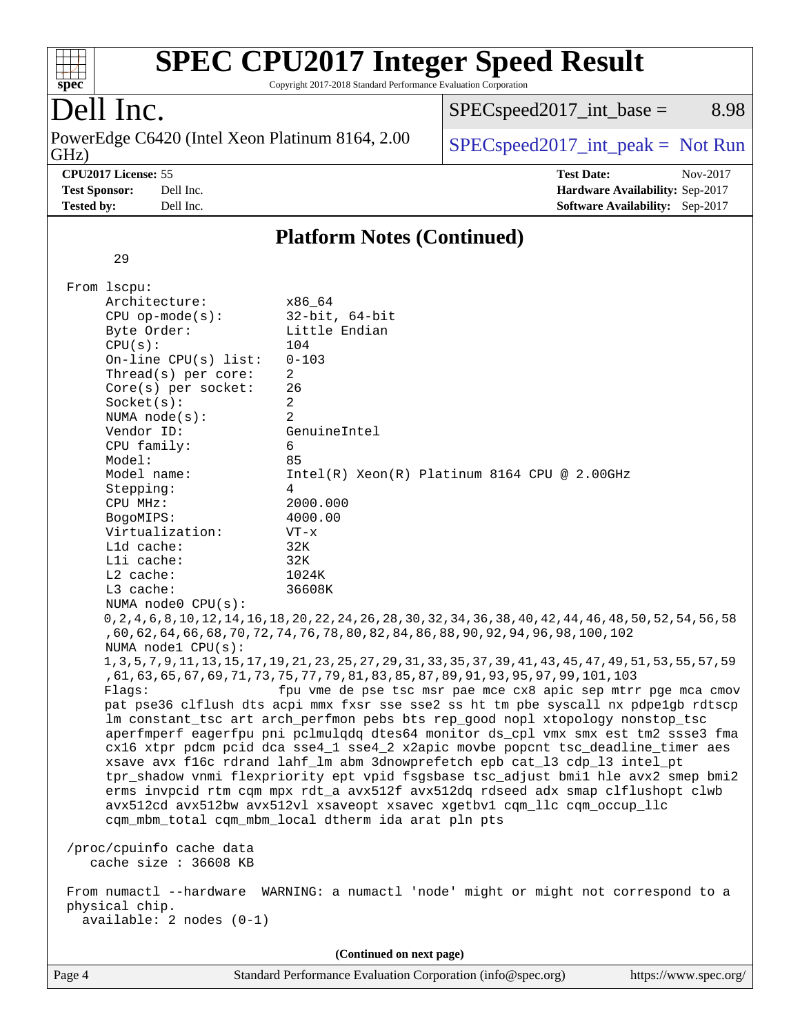# SPEC CPU2017 Integer Speed Result

Copyright 2017-2018 Standard Performance Evaluation Corporation

## Dell Inc.

PowerEdge C6420 (Intel Xeon Platinum 8164, 2.00 GHz)

SPECspeed2017_int_base = 8.98

SPECspeed2017_int_peak = Not Run

**CPU2017 License:** 55
**Test Sponsor:** Dell Inc.
**Tested by:** Dell Inc.

**Test Date:** Nov-2017
**Hardware Availability:** Sep-2017
**Software Availability:** Sep-2017

### Platform Notes (Continued)

```
      29

  From lscpu:
       Architecture:          x86_64
       CPU op-mode(s):        32-bit, 64-bit
       Byte Order:            Little Endian
       CPU(s):                104
       On-line CPU(s) list:   0-103
       Thread(s) per core:    2
       Core(s) per socket:    26
       Socket(s):             2
       NUMA node(s):          2
       Vendor ID:             GenuineIntel
       CPU family:            6
       Model:                 85
       Model name:            Intel(R) Xeon(R) Platinum 8164 CPU @ 2.00GHz
       Stepping:              4
       CPU MHz:               2000.000
       BogoMIPS:              4000.00
       Virtualization:        VT-x
       L1d cache:             32K
       L1i cache:             32K
       L2 cache:              1024K
       L3 cache:              36608K
       NUMA node0 CPU(s):
       0,2,4,6,8,10,12,14,16,18,20,22,24,26,28,30,32,34,36,38,40,42,44,46,48,50,52,54,56,58
       ,60,62,64,66,68,70,72,74,76,78,80,82,84,86,88,90,92,94,96,98,100,102
       NUMA node1 CPU(s):
       1,3,5,7,9,11,13,15,17,19,21,23,25,27,29,31,33,35,37,39,41,43,45,47,49,51,53,55,57,59
       ,61,63,65,67,69,71,73,75,77,79,81,83,85,87,89,91,93,95,97,99,101,103
       Flags:                fpu vme de pse tsc msr pae mce cx8 apic sep mtrr pge mca cmov
       pat pse36 clflush dts acpi mmx fxsr sse sse2 ss ht tm pbe syscall nx pdpe1gb rdtscp
       lm constant_tsc art arch_perfmon pebs bts rep_good nopl xtopology nonstop_tsc
       aperfmperf eagerfpu pni pclmulqdq dtes64 monitor ds_cpl vmx smx est tm2 ssse3 fma
       cx16 xtpr pdcm pcid dca sse4_1 sse4_2 x2apic movbe popcnt tsc_deadline_timer aes
       xsave avx f16c rdrand lahf_lm abm 3dnowprefetch epb cat_l3 cdp_l3 intel_pt
       tpr_shadow vnmi flexpriority ept vpid fsgsbase tsc_adjust bmi1 hle avx2 smep bmi2
       erms invpcid rtm cqm mpx rdt_a avx512f avx512dq rdseed adx smap clflushopt clwb
       avx512cd avx512bw avx512vl xsaveopt xsavec xgetbv1 cqm_llc cqm_occup_llc
       cqm_mbm_total cqm_mbm_local dtherm ida arat pln pts

  /proc/cpuinfo cache data
     cache size : 36608 KB

  From numactl --hardware  WARNING: a numactl 'node' might or might not correspond to a
  physical chip.
    available: 2 nodes (0-1)
```

(Continued on next page)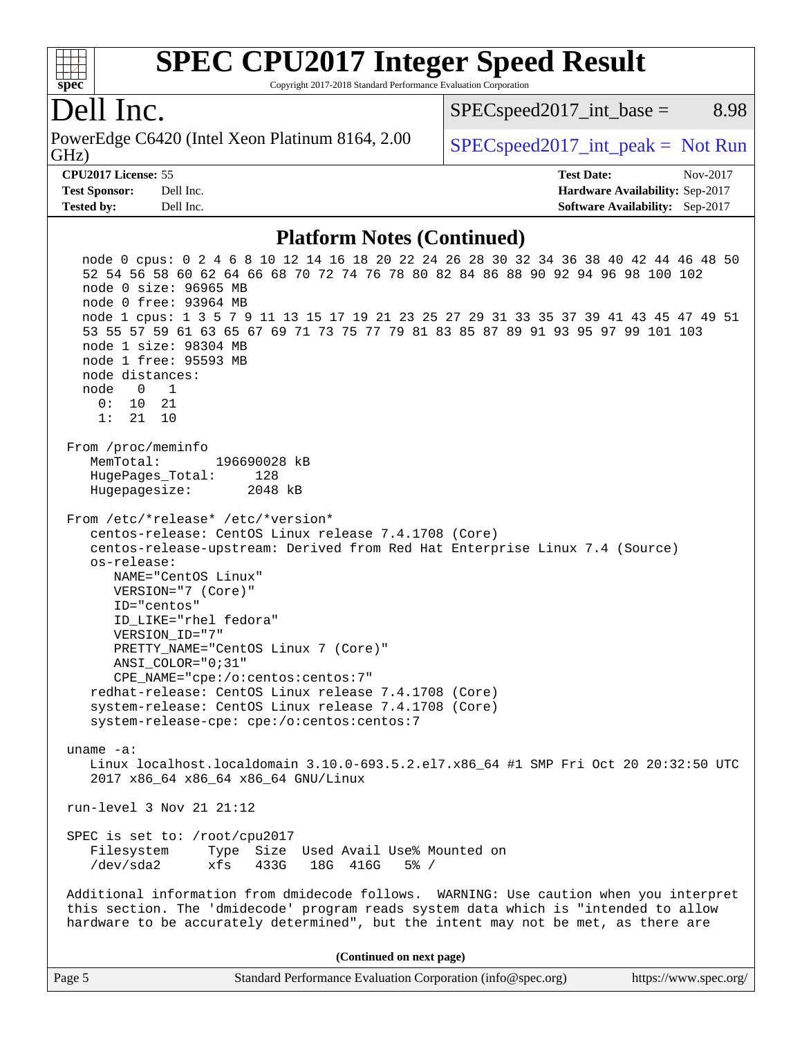# SPEC CPU2017 Integer Speed Result

Copyright 2017-2018 Standard Performance Evaluation Corporation

## Dell Inc.

PowerEdge C6420 (Intel Xeon Platinum 8164, 2.00 GHz)

SPECspeed2017_int_base = 8.98

SPECspeed2017_int_peak = Not Run

**CPU2017 License:** 55
**Test Sponsor:** Dell Inc.
**Tested by:** Dell Inc.

**Test Date:** Nov-2017
**Hardware Availability:** Sep-2017
**Software Availability:** Sep-2017

### Platform Notes (Continued)

```
    node 0 cpus: 0 2 4 6 8 10 12 14 16 18 20 22 24 26 28 30 32 34 36 38 40 42 44 46 48 50
    52 54 56 58 60 62 64 66 68 70 72 74 76 78 80 82 84 86 88 90 92 94 96 98 100 102
    node 0 size: 96965 MB
    node 0 free: 93964 MB
    node 1 cpus: 1 3 5 7 9 11 13 15 17 19 21 23 25 27 29 31 33 35 37 39 41 43 45 47 49 51
    53 55 57 59 61 63 65 67 69 71 73 75 77 79 81 83 85 87 89 91 93 95 97 99 101 103
    node 1 size: 98304 MB
    node 1 free: 95593 MB
    node distances:
    node   0   1
      0:  10  21
      1:  21  10

 From /proc/meminfo
    MemTotal:       196690028 kB
    HugePages_Total:      128
    Hugepagesize:        2048 kB

 From /etc/*release* /etc/*version*
    centos-release: CentOS Linux release 7.4.1708 (Core)
    centos-release-upstream: Derived from Red Hat Enterprise Linux 7.4 (Source)
    os-release:
       NAME="CentOS Linux"
       VERSION="7 (Core)"
       ID="centos"
       ID_LIKE="rhel fedora"
       VERSION_ID="7"
       PRETTY_NAME="CentOS Linux 7 (Core)"
       ANSI_COLOR="0;31"
       CPE_NAME="cpe:/o:centos:centos:7"
    redhat-release: CentOS Linux release 7.4.1708 (Core)
    system-release: CentOS Linux release 7.4.1708 (Core)
    system-release-cpe: cpe:/o:centos:centos:7

 uname -a:
    Linux localhost.localdomain 3.10.0-693.5.2.el7.x86_64 #1 SMP Fri Oct 20 20:32:50 UTC
    2017 x86_64 x86_64 x86_64 GNU/Linux

 run-level 3 Nov 21 21:12

 SPEC is set to: /root/cpu2017
    Filesystem     Type  Size  Used Avail Use% Mounted on
    /dev/sda2      xfs   433G   18G  416G   5% /

 Additional information from dmidecode follows.  WARNING: Use caution when you interpret
 this section. The 'dmidecode' program reads system data which is "intended to allow
 hardware to be accurately determined", but the intent may not be met, as there are
```

**(Continued on next page)**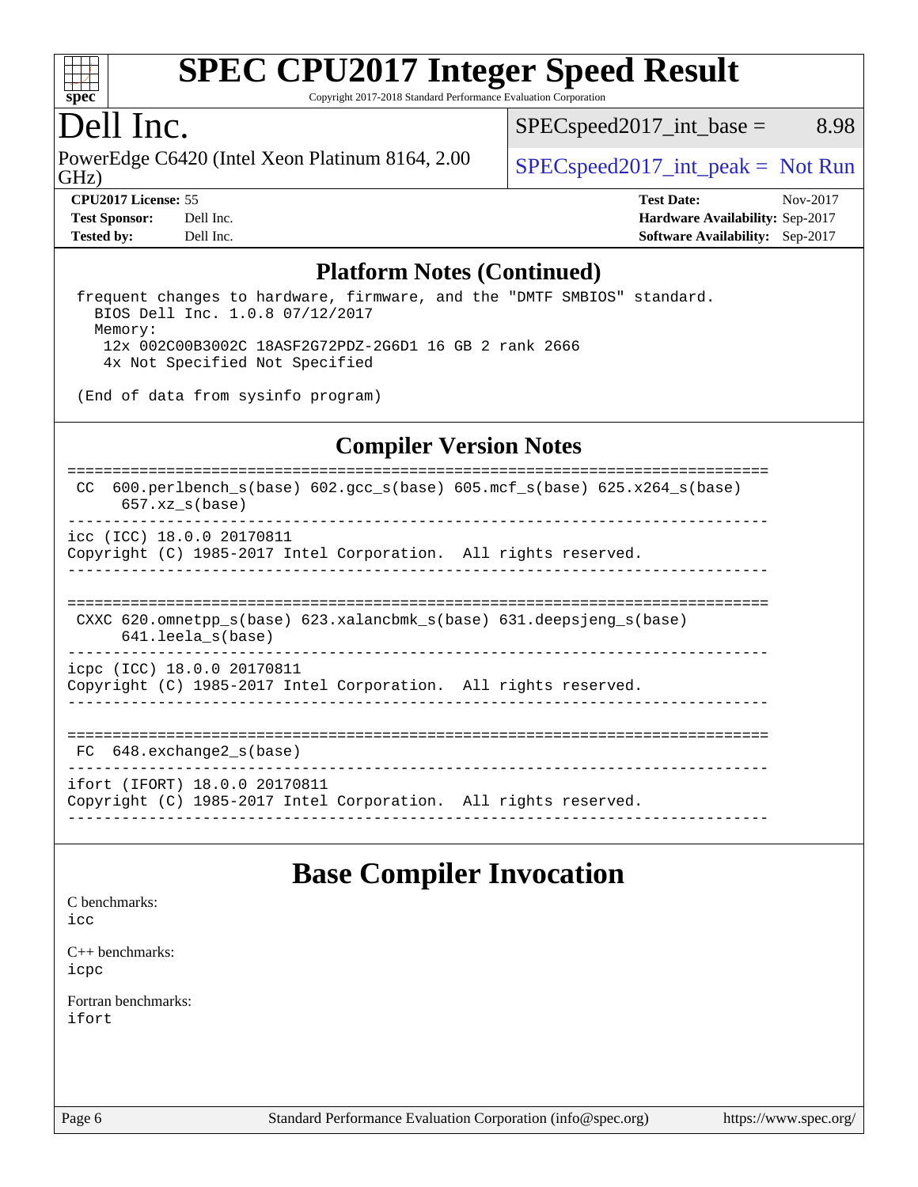## Platform Notes (Continued)

```
 frequent changes to hardware, firmware, and the "DMTF SMBIOS" standard.
   BIOS Dell Inc. 1.0.8 07/12/2017
   Memory:
     12x 002C00B3002C 18ASF2G72PDZ-2G6D1 16 GB 2 rank 2666
     4x Not Specified Not Specified

 (End of data from sysinfo program)
```

## Compiler Version Notes

```
==============================================================================
 CC  600.perlbench_s(base) 602.gcc_s(base) 605.mcf_s(base) 625.x264_s(base)
      657.xz_s(base)
------------------------------------------------------------------------------
icc (ICC) 18.0.0 20170811
Copyright (C) 1985-2017 Intel Corporation.  All rights reserved.
------------------------------------------------------------------------------

==============================================================================
 CXXC 620.omnetpp_s(base) 623.xalancbmk_s(base) 631.deepsjeng_s(base)
      641.leela_s(base)
------------------------------------------------------------------------------
icpc (ICC) 18.0.0 20170811
Copyright (C) 1985-2017 Intel Corporation.  All rights reserved.
------------------------------------------------------------------------------

==============================================================================
 FC  648.exchange2_s(base)
------------------------------------------------------------------------------
ifort (IFORT) 18.0.0 20170811
Copyright (C) 1985-2017 Intel Corporation.  All rights reserved.
------------------------------------------------------------------------------
```

# Base Compiler Invocation

C benchmarks:
icc

C++ benchmarks:
icpc

Fortran benchmarks:
ifort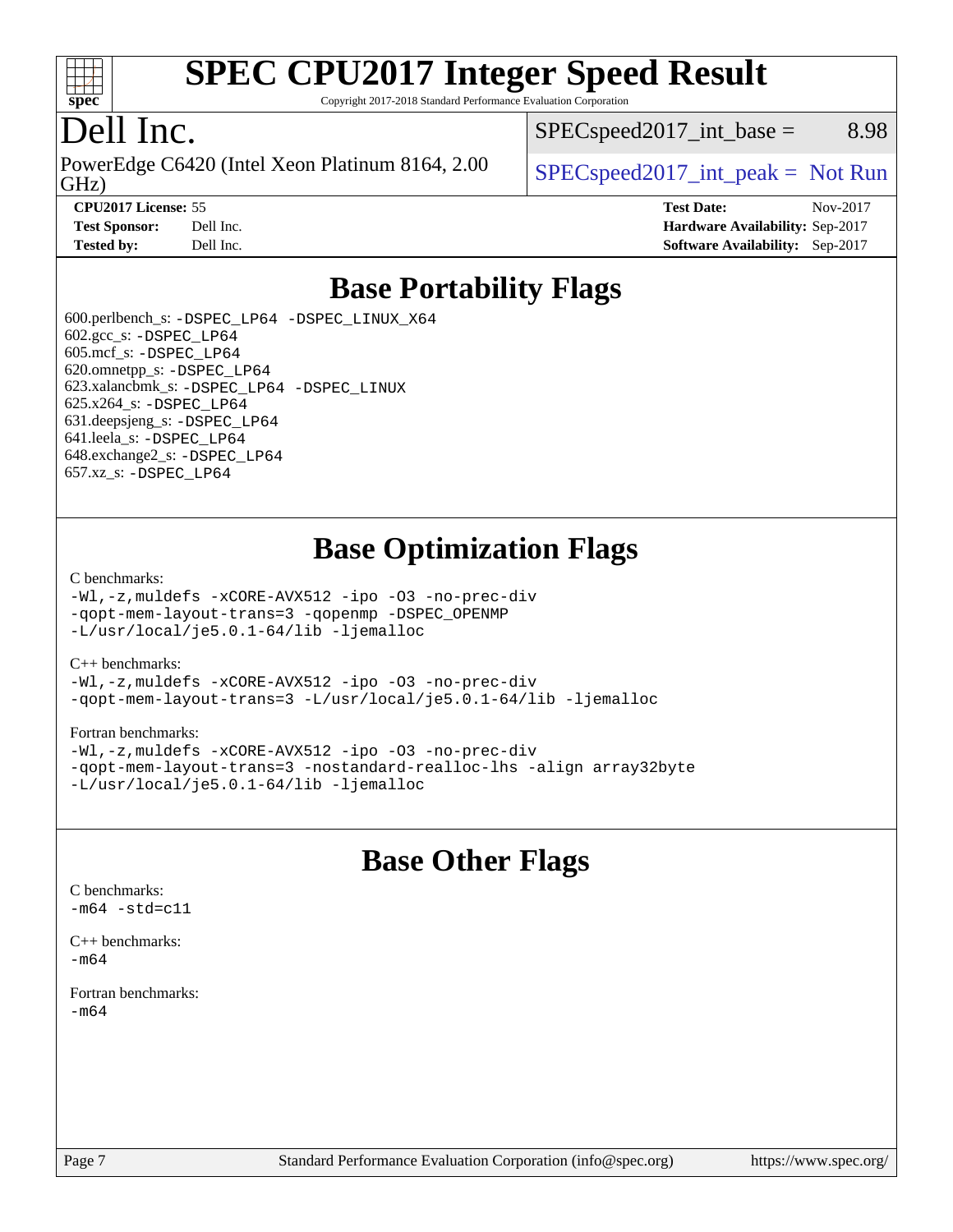# SPEC CPU2017 Integer Speed Result

Copyright 2017-2018 Standard Performance Evaluation Corporation

# Dell Inc.

PowerEdge C6420 (Intel Xeon Platinum 8164, 2.00 GHz)

SPECspeed2017_int_base = 8.98

SPECspeed2017_int_peak = Not Run

**CPU2017 License:** 55
**Test Sponsor:** Dell Inc.
**Tested by:** Dell Inc.

**Test Date:** Nov-2017
**Hardware Availability:** Sep-2017
**Software Availability:** Sep-2017

## Base Portability Flags

600.perlbench_s: -DSPEC_LP64 -DSPEC_LINUX_X64
602.gcc_s: -DSPEC_LP64
605.mcf_s: -DSPEC_LP64
620.omnetpp_s: -DSPEC_LP64
623.xalancbmk_s: -DSPEC_LP64 -DSPEC_LINUX
625.x264_s: -DSPEC_LP64
631.deepsjeng_s: -DSPEC_LP64
641.leela_s: -DSPEC_LP64
648.exchange2_s: -DSPEC_LP64
657.xz_s: -DSPEC_LP64

## Base Optimization Flags

C benchmarks:
-Wl,-z,muldefs -xCORE-AVX512 -ipo -O3 -no-prec-div
-qopt-mem-layout-trans=3 -qopenmp -DSPEC_OPENMP
-L/usr/local/je5.0.1-64/lib -ljemalloc

C++ benchmarks:
-Wl,-z,muldefs -xCORE-AVX512 -ipo -O3 -no-prec-div
-qopt-mem-layout-trans=3 -L/usr/local/je5.0.1-64/lib -ljemalloc

Fortran benchmarks:
-Wl,-z,muldefs -xCORE-AVX512 -ipo -O3 -no-prec-div
-qopt-mem-layout-trans=3 -nostandard-realloc-lhs -align array32byte
-L/usr/local/je5.0.1-64/lib -ljemalloc

## Base Other Flags

C benchmarks:
-m64 -std=c11

C++ benchmarks:
-m64

Fortran benchmarks:
-m64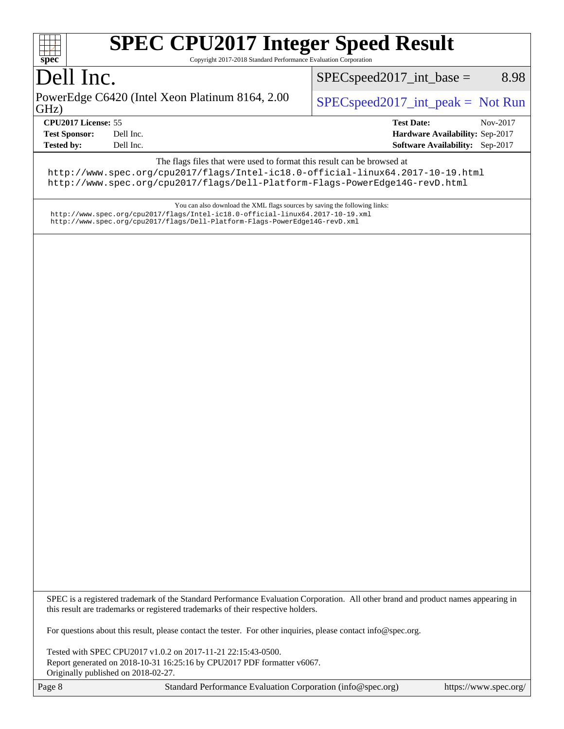# SPEC CPU2017 Integer Speed Result

Copyright 2017-2018 Standard Performance Evaluation Corporation

## Dell Inc.

PowerEdge C6420 (Intel Xeon Platinum 8164, 2.00 GHz)

SPECspeed2017_int_base = 8.98

SPECspeed2017_int_peak = Not Run

**CPU2017 License:** 55
**Test Sponsor:** Dell Inc.
**Tested by:** Dell Inc.

**Test Date:** Nov-2017
**Hardware Availability:** Sep-2017
**Software Availability:** Sep-2017

The flags files that were used to format this result can be browsed at

http://www.spec.org/cpu2017/flags/Intel-ic18.0-official-linux64.2017-10-19.html
http://www.spec.org/cpu2017/flags/Dell-Platform-Flags-PowerEdge14G-revD.html

You can also download the XML flags sources by saving the following links:

http://www.spec.org/cpu2017/flags/Intel-ic18.0-official-linux64.2017-10-19.xml
http://www.spec.org/cpu2017/flags/Dell-Platform-Flags-PowerEdge14G-revD.xml

SPEC is a registered trademark of the Standard Performance Evaluation Corporation. All other brand and product names appearing in this result are trademarks or registered trademarks of their respective holders.

For questions about this result, please contact the tester. For other inquiries, please contact info@spec.org.

Tested with SPEC CPU2017 v1.0.2 on 2017-11-21 22:15:43-0500.
Report generated on 2018-10-31 16:25:16 by CPU2017 PDF formatter v6067.
Originally published on 2018-02-27.